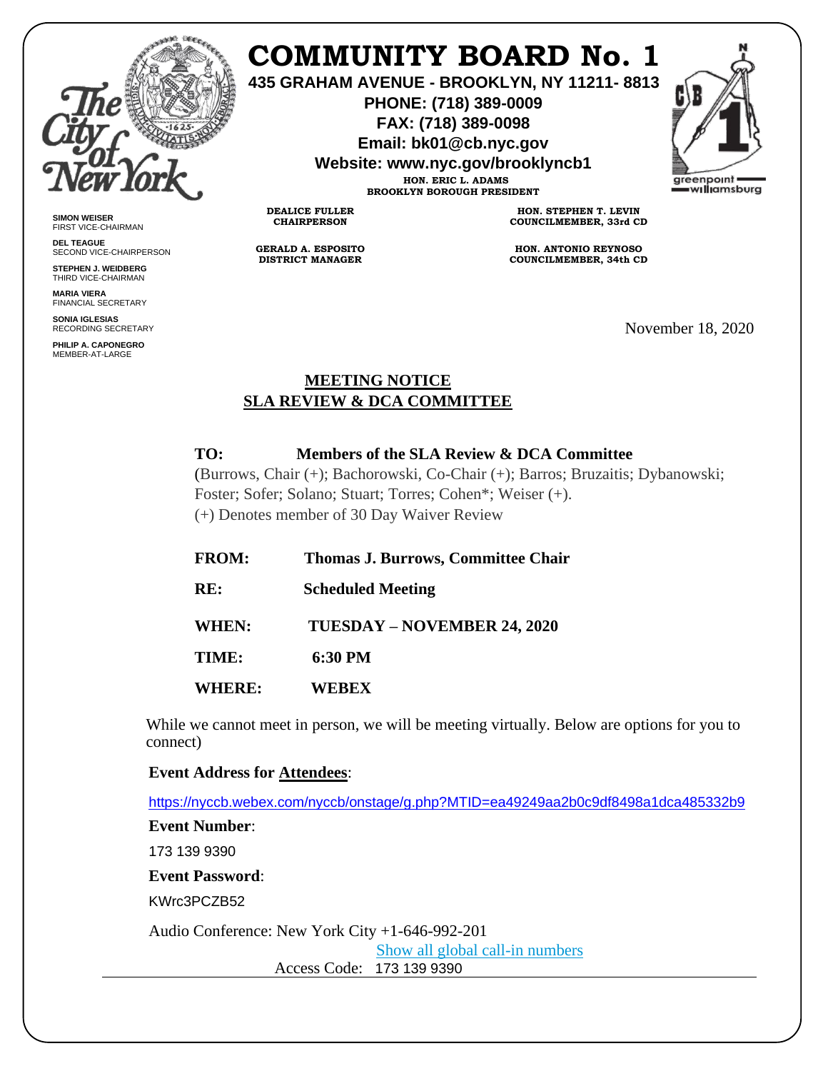# COMMUNITY BOARD No. 1

**435 GRAHAM AVENUE - BROOKLYN, NY 11211- 8813**
**PHONE: (718) 389-0009**
**FAX: (718) 389-0098**
**Email: bk01@cb.nyc.gov**
**Website: www.nyc.gov/brooklyncb1**

**HON. ERIC L. ADAMS**
**BROOKLYN BOROUGH PRESIDENT**

**DEALICE FULLER**
**CHAIRPERSON**

**GERALD A. ESPOSITO**
**DISTRICT MANAGER**

**HON. STEPHEN T. LEVIN**
**COUNCILMEMBER, 33rd CD**

**HON. ANTONIO REYNOSO**
**COUNCILMEMBER, 34th CD**

**SIMON WEISER**
FIRST VICE-CHAIRMAN

**DEL TEAGUE**
SECOND VICE-CHAIRPERSON

**STEPHEN J. WEIDBERG**
THIRD VICE-CHAIRMAN

**MARIA VIERA**
FINANCIAL SECRETARY

**SONIA IGLESIAS**
RECORDING SECRETARY

**PHILIP A. CAPONEGRO**
MEMBER-AT-LARGE

November 18, 2020

## MEETING NOTICE
## SLA REVIEW & DCA COMMITTEE

**TO:** **Members of the SLA Review & DCA Committee**
(Burrows, Chair (+); Bachorowski, Co-Chair (+); Barros; Bruzaitis; Dybanowski; Foster; Sofer; Solano; Stuart; Torres; Cohen*; Weiser (+).
(+) Denotes member of 30 Day Waiver Review

**FROM:** **Thomas J. Burrows, Committee Chair**

**RE:** **Scheduled Meeting**

**WHEN:** **TUESDAY – NOVEMBER 24, 2020**

**TIME:** **6:30 PM**

**WHERE:** **WEBEX**

While we cannot meet in person, we will be meeting virtually. Below are options for you to connect)

**Event Address for Attendees**:

https://nyccb.webex.com/nyccb/onstage/g.php?MTID=ea49249aa2b0c9df8498a1dca485332b9

**Event Number**:

173 139 9390

**Event Password**:

KWrc3PCZB52

Audio Conference: New York City +1-646-992-201

Show all global call-in numbers

Access Code: 173 139 9390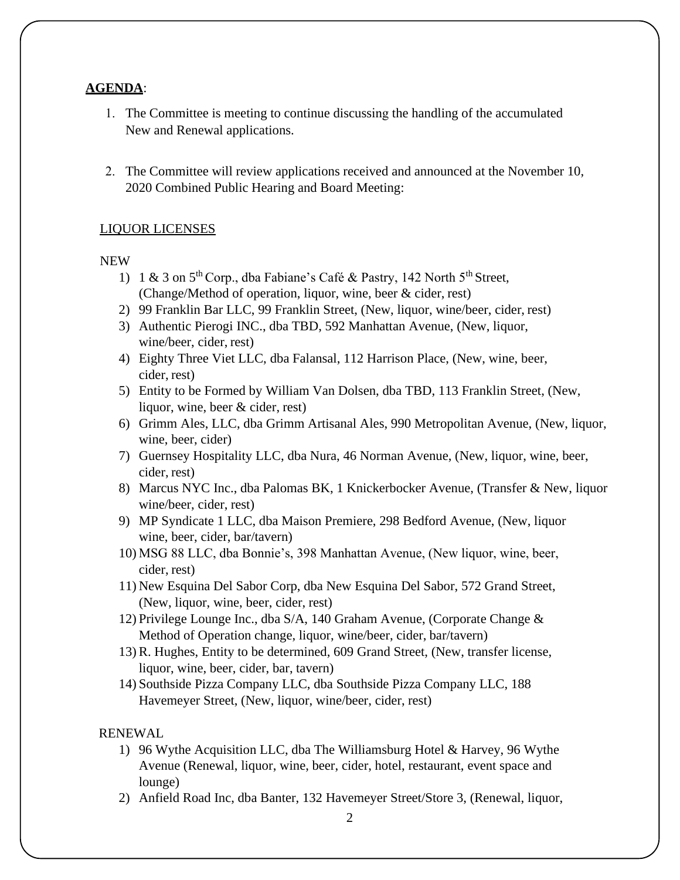**AGENDA**:

1. The Committee is meeting to continue discussing the handling of the accumulated New and Renewal applications.

2. The Committee will review applications received and announced at the November 10, 2020 Combined Public Hearing and Board Meeting:

LIQUOR LICENSES

NEW

1) 1 & 3 on 5th Corp., dba Fabiane's Café & Pastry, 142 North 5th Street, (Change/Method of operation, liquor, wine, beer & cider, rest)
2) 99 Franklin Bar LLC, 99 Franklin Street, (New, liquor, wine/beer, cider, rest)
3) Authentic Pierogi INC., dba TBD, 592 Manhattan Avenue, (New, liquor, wine/beer, cider, rest)
4) Eighty Three Viet LLC, dba Falansal, 112 Harrison Place, (New, wine, beer, cider, rest)
5) Entity to be Formed by William Van Dolsen, dba TBD, 113 Franklin Street, (New, liquor, wine, beer & cider, rest)
6) Grimm Ales, LLC, dba Grimm Artisanal Ales, 990 Metropolitan Avenue, (New, liquor, wine, beer, cider)
7) Guernsey Hospitality LLC, dba Nura, 46 Norman Avenue, (New, liquor, wine, beer, cider, rest)
8) Marcus NYC Inc., dba Palomas BK, 1 Knickerbocker Avenue, (Transfer & New, liquor wine/beer, cider, rest)
9) MP Syndicate 1 LLC, dba Maison Premiere, 298 Bedford Avenue, (New, liquor wine, beer, cider, bar/tavern)
10) MSG 88 LLC, dba Bonnie's, 398 Manhattan Avenue, (New liquor, wine, beer, cider, rest)
11) New Esquina Del Sabor Corp, dba New Esquina Del Sabor, 572 Grand Street, (New, liquor, wine, beer, cider, rest)
12) Privilege Lounge Inc., dba S/A, 140 Graham Avenue, (Corporate Change & Method of Operation change, liquor, wine/beer, cider, bar/tavern)
13) R. Hughes, Entity to be determined, 609 Grand Street, (New, transfer license, liquor, wine, beer, cider, bar, tavern)
14) Southside Pizza Company LLC, dba Southside Pizza Company LLC, 188 Havemeyer Street, (New, liquor, wine/beer, cider, rest)

RENEWAL

1) 96 Wythe Acquisition LLC, dba The Williamsburg Hotel & Harvey, 96 Wythe Avenue (Renewal, liquor, wine, beer, cider, hotel, restaurant, event space and lounge)
2) Anfield Road Inc, dba Banter, 132 Havemeyer Street/Store 3, (Renewal, liquor,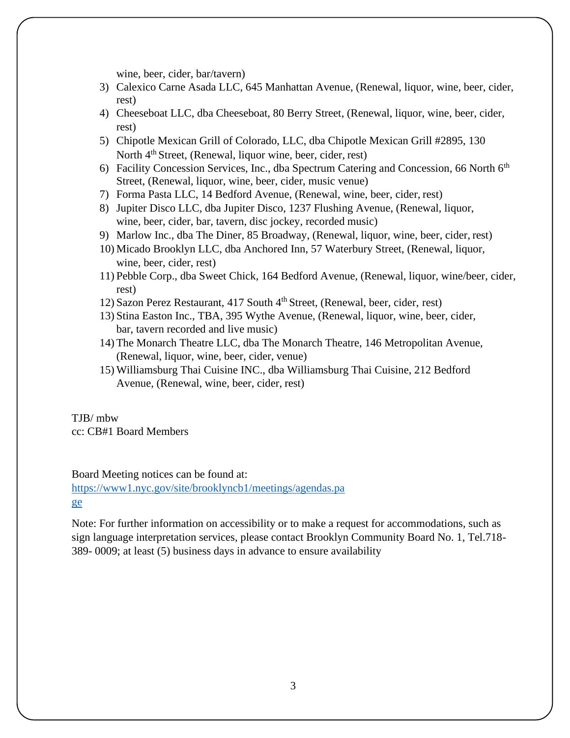wine, beer, cider, bar/tavern)

3) Calexico Carne Asada LLC, 645 Manhattan Avenue, (Renewal, liquor, wine, beer, cider, rest)
4) Cheeseboat LLC, dba Cheeseboat, 80 Berry Street, (Renewal, liquor, wine, beer, cider, rest)
5) Chipotle Mexican Grill of Colorado, LLC, dba Chipotle Mexican Grill #2895, 130 North 4th Street, (Renewal, liquor wine, beer, cider, rest)
6) Facility Concession Services, Inc., dba Spectrum Catering and Concession, 66 North 6th Street, (Renewal, liquor, wine, beer, cider, music venue)
7) Forma Pasta LLC, 14 Bedford Avenue, (Renewal, wine, beer, cider, rest)
8) Jupiter Disco LLC, dba Jupiter Disco, 1237 Flushing Avenue, (Renewal, liquor, wine, beer, cider, bar, tavern, disc jockey, recorded music)
9) Marlow Inc., dba The Diner, 85 Broadway, (Renewal, liquor, wine, beer, cider, rest)
10) Micado Brooklyn LLC, dba Anchored Inn, 57 Waterbury Street, (Renewal, liquor, wine, beer, cider, rest)
11) Pebble Corp., dba Sweet Chick, 164 Bedford Avenue, (Renewal, liquor, wine/beer, cider, rest)
12) Sazon Perez Restaurant, 417 South 4th Street, (Renewal, beer, cider, rest)
13) Stina Easton Inc., TBA, 395 Wythe Avenue, (Renewal, liquor, wine, beer, cider, bar, tavern recorded and live music)
14) The Monarch Theatre LLC, dba The Monarch Theatre, 146 Metropolitan Avenue, (Renewal, liquor, wine, beer, cider, venue)
15) Williamsburg Thai Cuisine INC., dba Williamsburg Thai Cuisine, 212 Bedford Avenue, (Renewal, wine, beer, cider, rest)

TJB/ mbw
cc: CB#1 Board Members

Board Meeting notices can be found at:
https://www1.nyc.gov/site/brooklyncb1/meetings/agendas.page

Note: For further information on accessibility or to make a request for accommodations, such as sign language interpretation services, please contact Brooklyn Community Board No. 1, Tel.718-389- 0009; at least (5) business days in advance to ensure availability